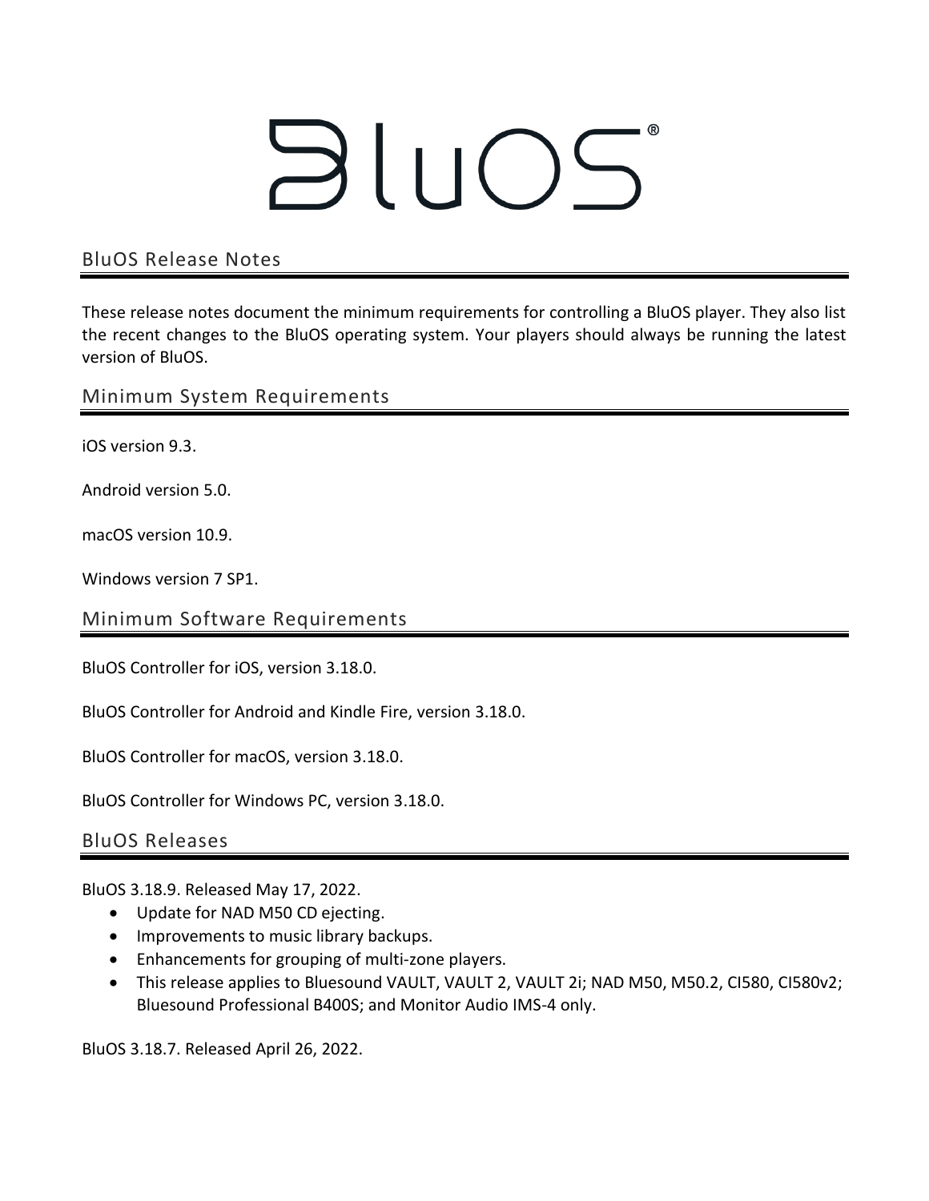# BluOS®

## BluOS Release Notes

These release notes document the minimum requirements for controlling a BluOS player. They also list the recent changes to the BluOS operating system. Your players should always be running the latest version of BluOS.

## Minimum System Requirements

iOS version 9.3.

Android version 5.0.

macOS version 10.9.

Windows version 7 SP1.

## Minimum Software Requirements

BluOS Controller for iOS, version 3.18.0.

BluOS Controller for Android and Kindle Fire, version 3.18.0.

BluOS Controller for macOS, version 3.18.0.

BluOS Controller for Windows PC, version 3.18.0.

## BluOS Releases

BluOS 3.18.9. Released May 17, 2022.

- Update for NAD M50 CD ejecting.
- Improvements to music library backups.
- Enhancements for grouping of multi-zone players.
- This release applies to Bluesound VAULT, VAULT 2, VAULT 2i; NAD M50, M50.2, CI580, CI580v2; Bluesound Professional B400S; and Monitor Audio IMS-4 only.

BluOS 3.18.7. Released April 26, 2022.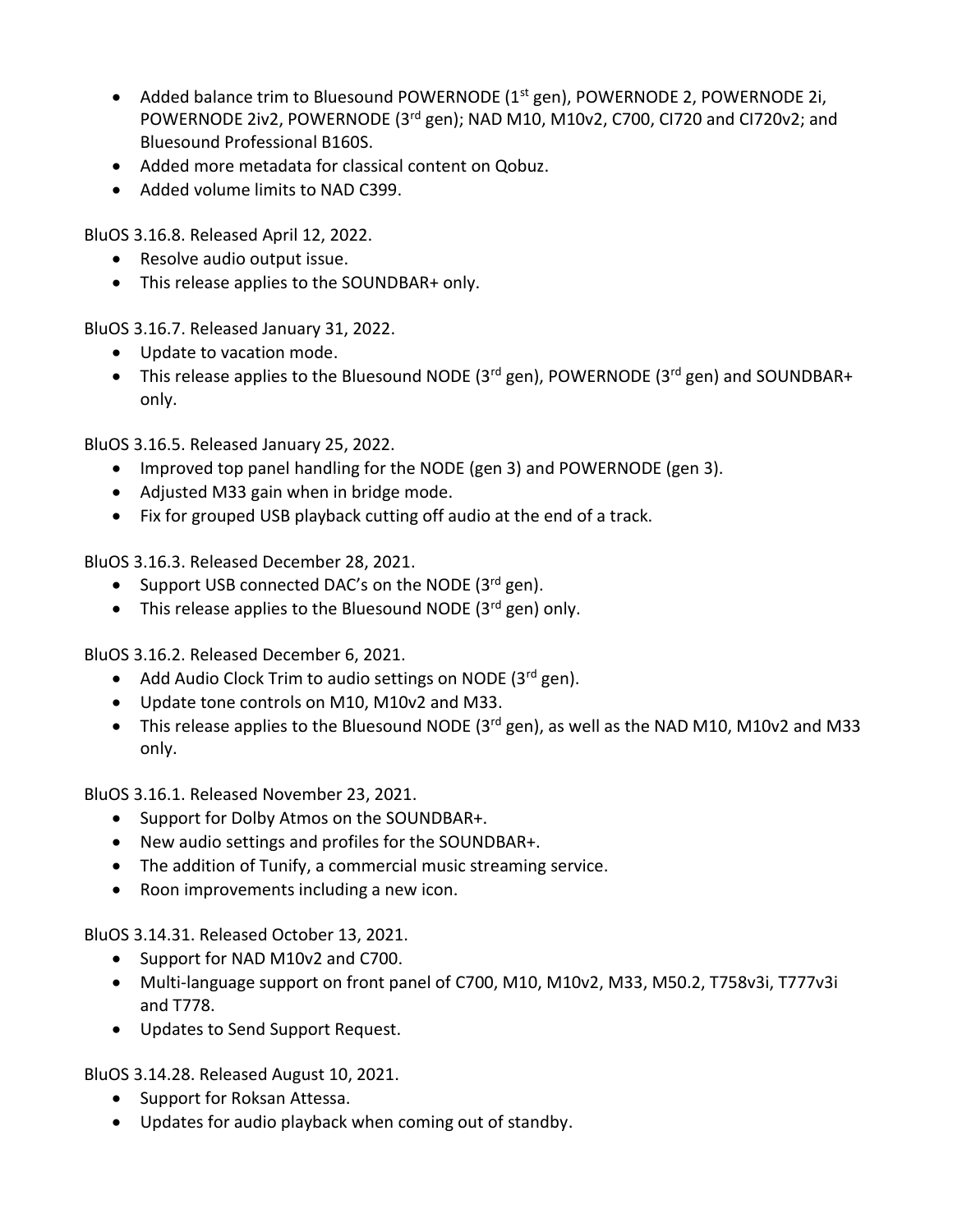- Added balance trim to Bluesound POWERNODE (1st gen), POWERNODE 2, POWERNODE 2i, POWERNODE 2iv2, POWERNODE (3rd gen); NAD M10, M10v2, C700, CI720 and CI720v2; and Bluesound Professional B160S.
- Added more metadata for classical content on Qobuz.
- Added volume limits to NAD C399.

BluOS 3.16.8. Released April 12, 2022.

- Resolve audio output issue.
- This release applies to the SOUNDBAR+ only.

BluOS 3.16.7. Released January 31, 2022.

- Update to vacation mode.
- This release applies to the Bluesound NODE (3rd gen), POWERNODE (3rd gen) and SOUNDBAR+ only.

BluOS 3.16.5. Released January 25, 2022.

- Improved top panel handling for the NODE (gen 3) and POWERNODE (gen 3).
- Adjusted M33 gain when in bridge mode.
- Fix for grouped USB playback cutting off audio at the end of a track.

BluOS 3.16.3. Released December 28, 2021.

- Support USB connected DAC's on the NODE (3rd gen).
- This release applies to the Bluesound NODE (3rd gen) only.

BluOS 3.16.2. Released December 6, 2021.

- Add Audio Clock Trim to audio settings on NODE (3rd gen).
- Update tone controls on M10, M10v2 and M33.
- This release applies to the Bluesound NODE (3rd gen), as well as the NAD M10, M10v2 and M33 only.

BluOS 3.16.1. Released November 23, 2021.

- Support for Dolby Atmos on the SOUNDBAR+.
- New audio settings and profiles for the SOUNDBAR+.
- The addition of Tunify, a commercial music streaming service.
- Roon improvements including a new icon.

BluOS 3.14.31. Released October 13, 2021.

- Support for NAD M10v2 and C700.
- Multi-language support on front panel of C700, M10, M10v2, M33, M50.2, T758v3i, T777v3i and T778.
- Updates to Send Support Request.

BluOS 3.14.28. Released August 10, 2021.

- Support for Roksan Attessa.
- Updates for audio playback when coming out of standby.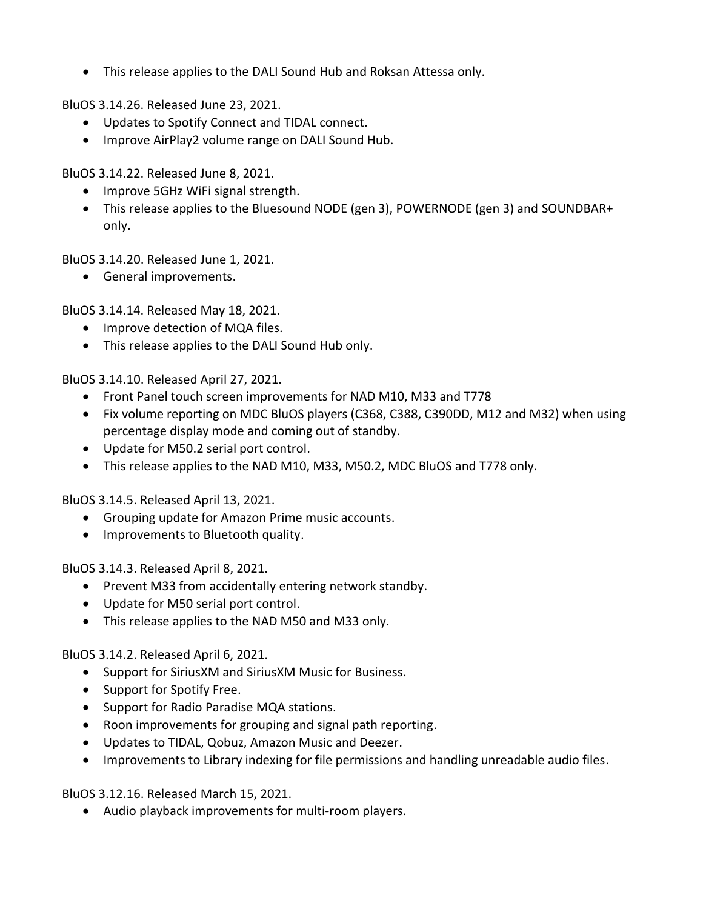- This release applies to the DALI Sound Hub and Roksan Attessa only.

BluOS 3.14.26. Released June 23, 2021.

- Updates to Spotify Connect and TIDAL connect.
- Improve AirPlay2 volume range on DALI Sound Hub.

BluOS 3.14.22. Released June 8, 2021.

- Improve 5GHz WiFi signal strength.
- This release applies to the Bluesound NODE (gen 3), POWERNODE (gen 3) and SOUNDBAR+ only.

BluOS 3.14.20. Released June 1, 2021.

- General improvements.

BluOS 3.14.14. Released May 18, 2021.

- Improve detection of MQA files.
- This release applies to the DALI Sound Hub only.

BluOS 3.14.10. Released April 27, 2021.

- Front Panel touch screen improvements for NAD M10, M33 and T778
- Fix volume reporting on MDC BluOS players (C368, C388, C390DD, M12 and M32) when using percentage display mode and coming out of standby.
- Update for M50.2 serial port control.
- This release applies to the NAD M10, M33, M50.2, MDC BluOS and T778 only.

BluOS 3.14.5. Released April 13, 2021.

- Grouping update for Amazon Prime music accounts.
- Improvements to Bluetooth quality.

BluOS 3.14.3. Released April 8, 2021.

- Prevent M33 from accidentally entering network standby.
- Update for M50 serial port control.
- This release applies to the NAD M50 and M33 only.

BluOS 3.14.2. Released April 6, 2021.

- Support for SiriusXM and SiriusXM Music for Business.
- Support for Spotify Free.
- Support for Radio Paradise MQA stations.
- Roon improvements for grouping and signal path reporting.
- Updates to TIDAL, Qobuz, Amazon Music and Deezer.
- Improvements to Library indexing for file permissions and handling unreadable audio files.

BluOS 3.12.16. Released March 15, 2021.

- Audio playback improvements for multi-room players.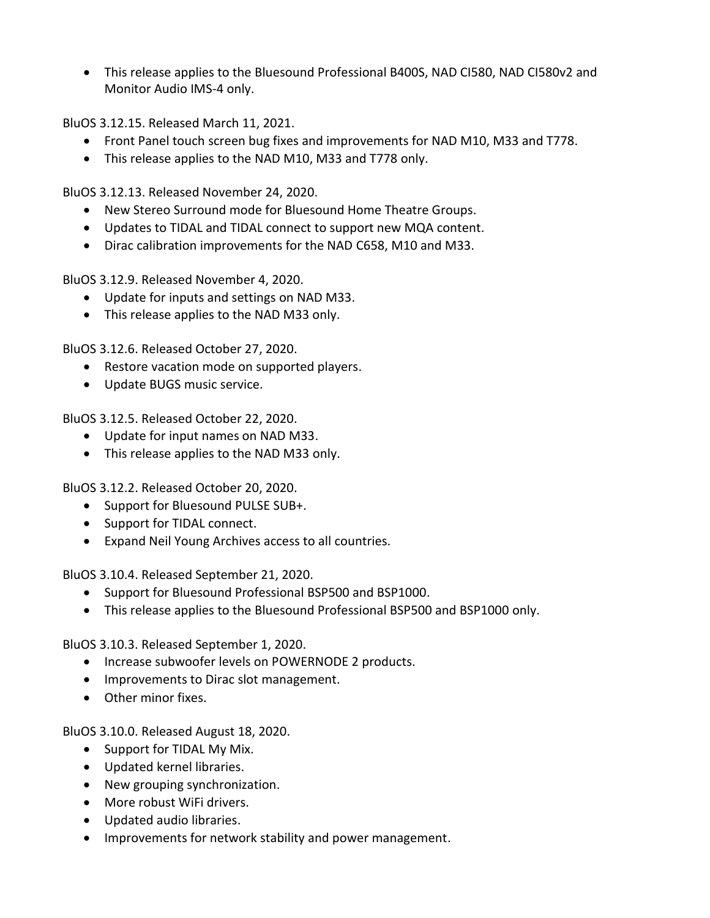- This release applies to the Bluesound Professional B400S, NAD CI580, NAD CI580v2 and Monitor Audio IMS-4 only.

BluOS 3.12.15. Released March 11, 2021.

- Front Panel touch screen bug fixes and improvements for NAD M10, M33 and T778.
- This release applies to the NAD M10, M33 and T778 only.

BluOS 3.12.13. Released November 24, 2020.

- New Stereo Surround mode for Bluesound Home Theatre Groups.
- Updates to TIDAL and TIDAL connect to support new MQA content.
- Dirac calibration improvements for the NAD C658, M10 and M33.

BluOS 3.12.9. Released November 4, 2020.

- Update for inputs and settings on NAD M33.
- This release applies to the NAD M33 only.

BluOS 3.12.6. Released October 27, 2020.

- Restore vacation mode on supported players.
- Update BUGS music service.

BluOS 3.12.5. Released October 22, 2020.

- Update for input names on NAD M33.
- This release applies to the NAD M33 only.

BluOS 3.12.2. Released October 20, 2020.

- Support for Bluesound PULSE SUB+.
- Support for TIDAL connect.
- Expand Neil Young Archives access to all countries.

BluOS 3.10.4. Released September 21, 2020.

- Support for Bluesound Professional BSP500 and BSP1000.
- This release applies to the Bluesound Professional BSP500 and BSP1000 only.

BluOS 3.10.3. Released September 1, 2020.

- Increase subwoofer levels on POWERNODE 2 products.
- Improvements to Dirac slot management.
- Other minor fixes.

BluOS 3.10.0. Released August 18, 2020.

- Support for TIDAL My Mix.
- Updated kernel libraries.
- New grouping synchronization.
- More robust WiFi drivers.
- Updated audio libraries.
- Improvements for network stability and power management.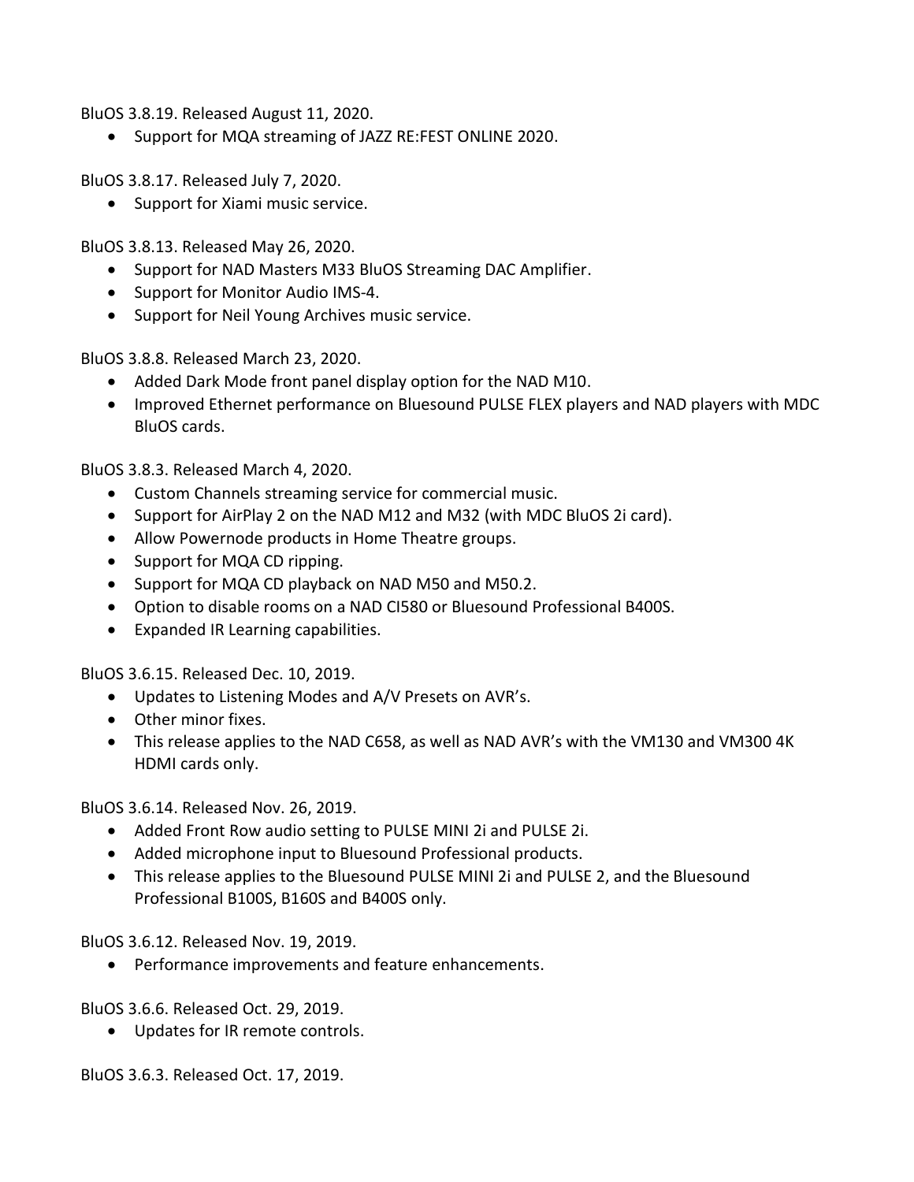BluOS 3.8.19. Released August 11, 2020.

- Support for MQA streaming of JAZZ RE:FEST ONLINE 2020.

BluOS 3.8.17. Released July 7, 2020.

- Support for Xiami music service.

BluOS 3.8.13. Released May 26, 2020.

- Support for NAD Masters M33 BluOS Streaming DAC Amplifier.
- Support for Monitor Audio IMS-4.
- Support for Neil Young Archives music service.

BluOS 3.8.8. Released March 23, 2020.

- Added Dark Mode front panel display option for the NAD M10.
- Improved Ethernet performance on Bluesound PULSE FLEX players and NAD players with MDC BluOS cards.

BluOS 3.8.3. Released March 4, 2020.

- Custom Channels streaming service for commercial music.
- Support for AirPlay 2 on the NAD M12 and M32 (with MDC BluOS 2i card).
- Allow Powernode products in Home Theatre groups.
- Support for MQA CD ripping.
- Support for MQA CD playback on NAD M50 and M50.2.
- Option to disable rooms on a NAD CI580 or Bluesound Professional B400S.
- Expanded IR Learning capabilities.

BluOS 3.6.15. Released Dec. 10, 2019.

- Updates to Listening Modes and A/V Presets on AVR's.
- Other minor fixes.
- This release applies to the NAD C658, as well as NAD AVR's with the VM130 and VM300 4K HDMI cards only.

BluOS 3.6.14. Released Nov. 26, 2019.

- Added Front Row audio setting to PULSE MINI 2i and PULSE 2i.
- Added microphone input to Bluesound Professional products.
- This release applies to the Bluesound PULSE MINI 2i and PULSE 2, and the Bluesound Professional B100S, B160S and B400S only.

BluOS 3.6.12. Released Nov. 19, 2019.

- Performance improvements and feature enhancements.

BluOS 3.6.6. Released Oct. 29, 2019.

- Updates for IR remote controls.

BluOS 3.6.3. Released Oct. 17, 2019.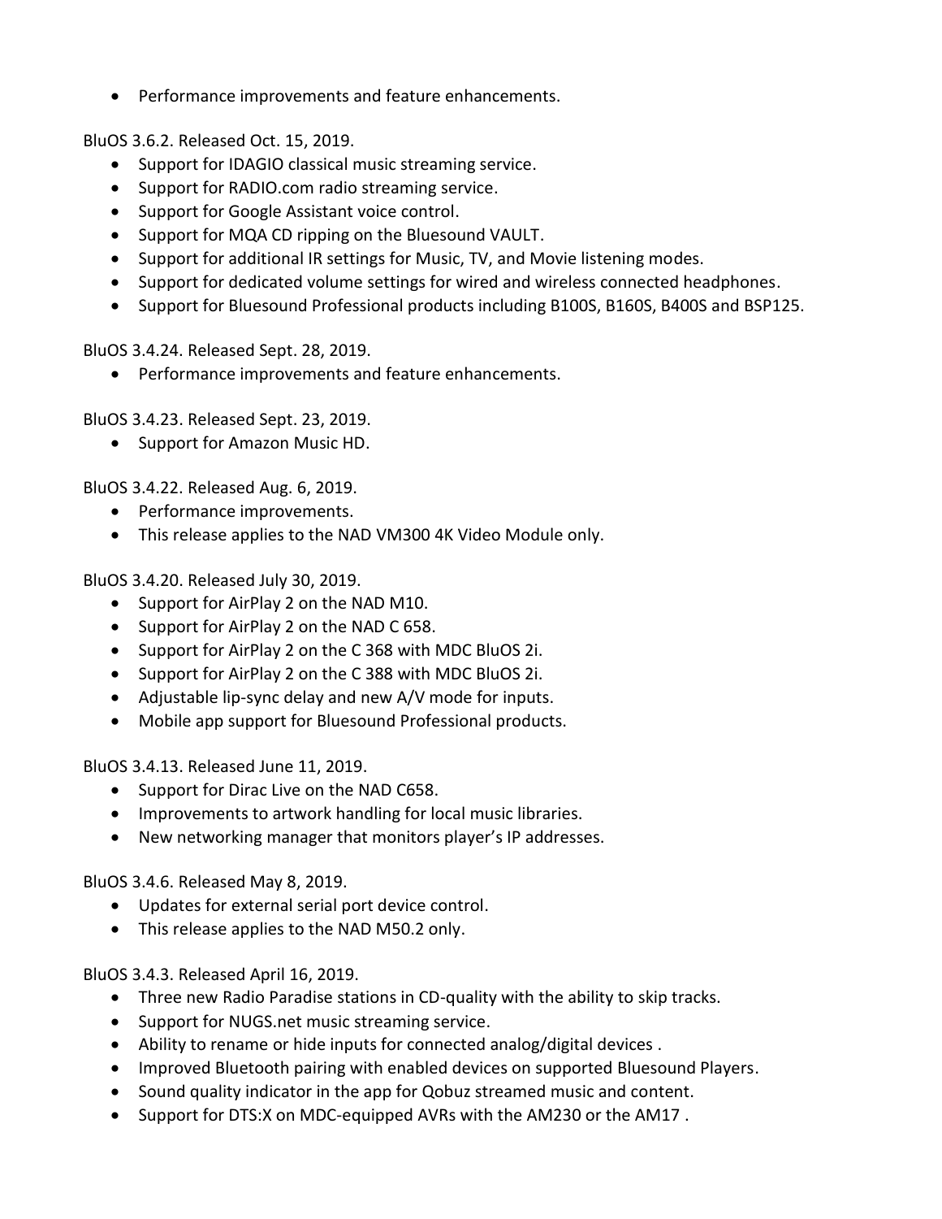- Performance improvements and feature enhancements.

BluOS 3.6.2. Released Oct. 15, 2019.

- Support for IDAGIO classical music streaming service.
- Support for RADIO.com radio streaming service.
- Support for Google Assistant voice control.
- Support for MQA CD ripping on the Bluesound VAULT.
- Support for additional IR settings for Music, TV, and Movie listening modes.
- Support for dedicated volume settings for wired and wireless connected headphones.
- Support for Bluesound Professional products including B100S, B160S, B400S and BSP125.

BluOS 3.4.24. Released Sept. 28, 2019.

- Performance improvements and feature enhancements.

BluOS 3.4.23. Released Sept. 23, 2019.

- Support for Amazon Music HD.

BluOS 3.4.22. Released Aug. 6, 2019.

- Performance improvements.
- This release applies to the NAD VM300 4K Video Module only.

BluOS 3.4.20. Released July 30, 2019.

- Support for AirPlay 2 on the NAD M10.
- Support for AirPlay 2 on the NAD C 658.
- Support for AirPlay 2 on the C 368 with MDC BluOS 2i.
- Support for AirPlay 2 on the C 388 with MDC BluOS 2i.
- Adjustable lip-sync delay and new A/V mode for inputs.
- Mobile app support for Bluesound Professional products.

BluOS 3.4.13. Released June 11, 2019.

- Support for Dirac Live on the NAD C658.
- Improvements to artwork handling for local music libraries.
- New networking manager that monitors player's IP addresses.

BluOS 3.4.6. Released May 8, 2019.

- Updates for external serial port device control.
- This release applies to the NAD M50.2 only.

BluOS 3.4.3. Released April 16, 2019.

- Three new Radio Paradise stations in CD-quality with the ability to skip tracks.
- Support for NUGS.net music streaming service.
- Ability to rename or hide inputs for connected analog/digital devices .
- Improved Bluetooth pairing with enabled devices on supported Bluesound Players.
- Sound quality indicator in the app for Qobuz streamed music and content.
- Support for DTS:X on MDC-equipped AVRs with the AM230 or the AM17 .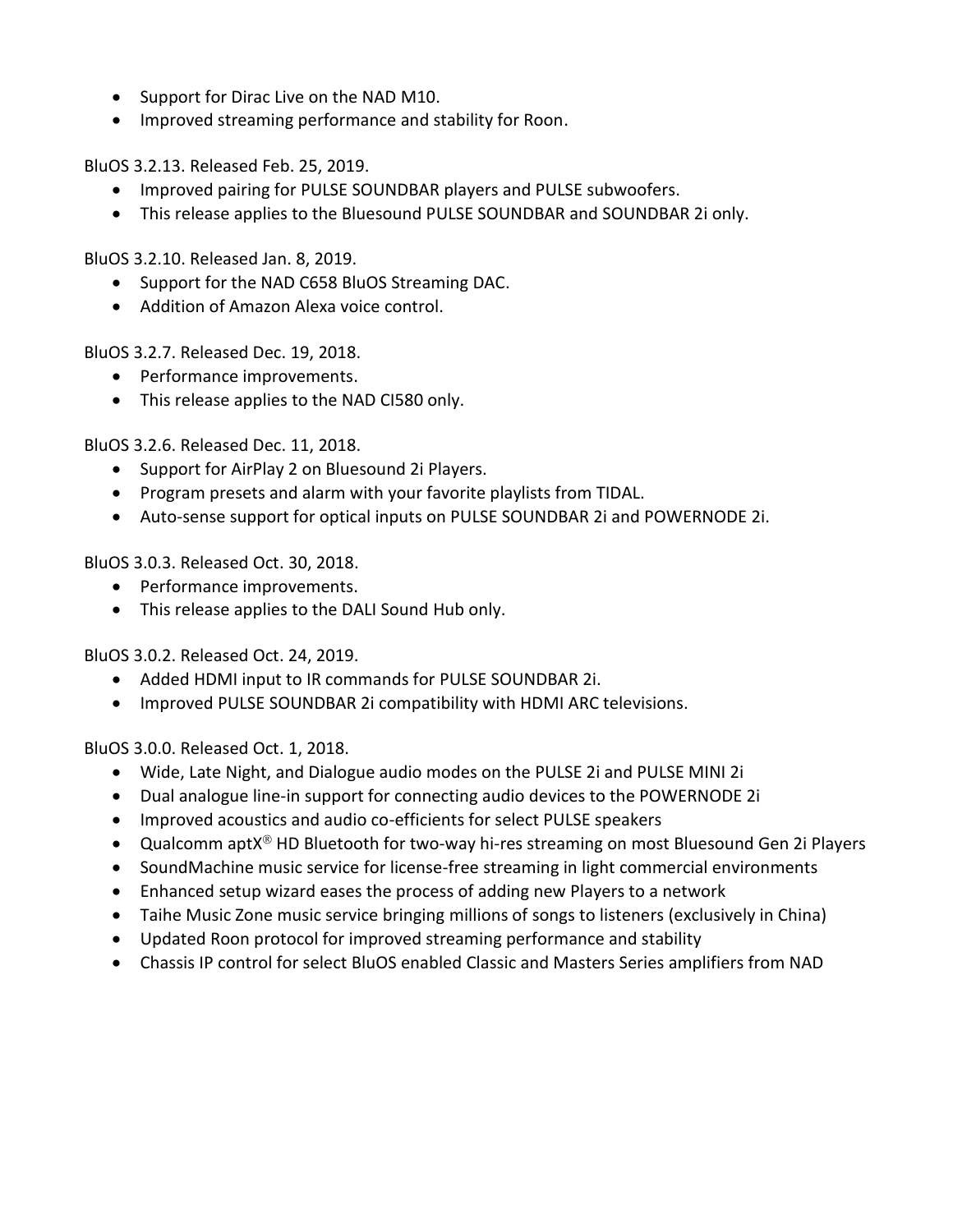- Support for Dirac Live on the NAD M10.
- Improved streaming performance and stability for Roon.

BluOS 3.2.13. Released Feb. 25, 2019.

- Improved pairing for PULSE SOUNDBAR players and PULSE subwoofers.
- This release applies to the Bluesound PULSE SOUNDBAR and SOUNDBAR 2i only.

BluOS 3.2.10. Released Jan. 8, 2019.

- Support for the NAD C658 BluOS Streaming DAC.
- Addition of Amazon Alexa voice control.

BluOS 3.2.7. Released Dec. 19, 2018.

- Performance improvements.
- This release applies to the NAD CI580 only.

BluOS 3.2.6. Released Dec. 11, 2018.

- Support for AirPlay 2 on Bluesound 2i Players.
- Program presets and alarm with your favorite playlists from TIDAL.
- Auto-sense support for optical inputs on PULSE SOUNDBAR 2i and POWERNODE 2i.

BluOS 3.0.3. Released Oct. 30, 2018.

- Performance improvements.
- This release applies to the DALI Sound Hub only.

BluOS 3.0.2. Released Oct. 24, 2019.

- Added HDMI input to IR commands for PULSE SOUNDBAR 2i.
- Improved PULSE SOUNDBAR 2i compatibility with HDMI ARC televisions.

BluOS 3.0.0. Released Oct. 1, 2018.

- Wide, Late Night, and Dialogue audio modes on the PULSE 2i and PULSE MINI 2i
- Dual analogue line-in support for connecting audio devices to the POWERNODE 2i
- Improved acoustics and audio co-efficients for select PULSE speakers
- Qualcomm aptX® HD Bluetooth for two-way hi-res streaming on most Bluesound Gen 2i Players
- SoundMachine music service for license-free streaming in light commercial environments
- Enhanced setup wizard eases the process of adding new Players to a network
- Taihe Music Zone music service bringing millions of songs to listeners (exclusively in China)
- Updated Roon protocol for improved streaming performance and stability
- Chassis IP control for select BluOS enabled Classic and Masters Series amplifiers from NAD